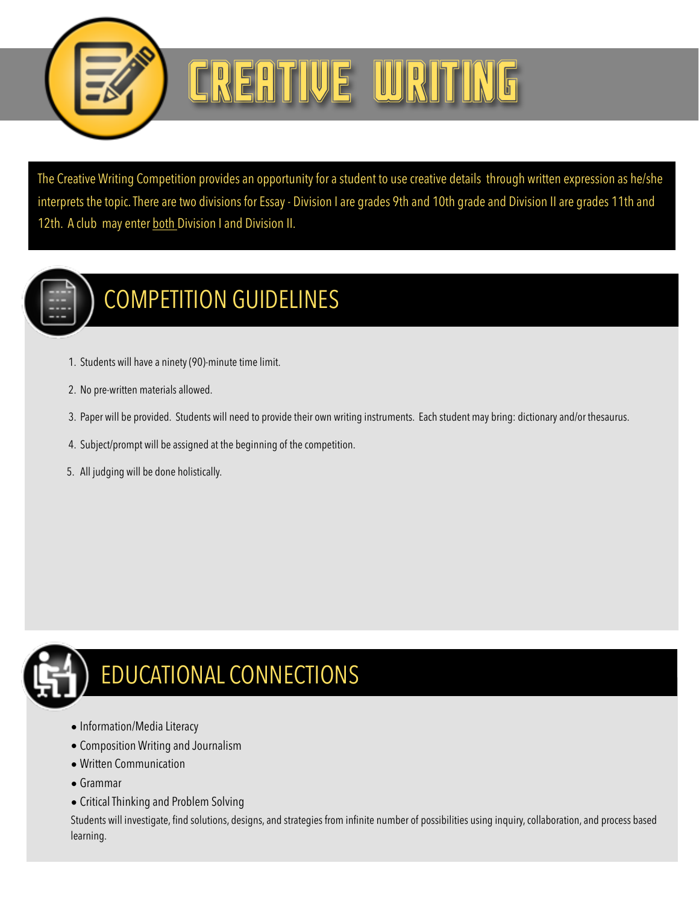# CREATIVE WRITING

The Creative Writing Competition provides an opportunity for a student to use creative details through written expression as he/she interprets the topic. There are two divisions for Essay - Division I are grades 9th and 10th grade and Division II are grades 11th and 12th. A club may enter both Division I and Division II.

## COMPETITION GUIDELINES

1. Students will have a ninety (90)-minute time limit.
2. No pre-written materials allowed.
3. Paper will be provided. Students will need to provide their own writing instruments. Each student may bring: dictionary and/or thesaurus.
4. Subject/prompt will be assigned at the beginning of the competition.
5. All judging will be done holistically.

## EDUCATIONAL CONNECTIONS

- Information/Media Literacy
- Composition Writing and Journalism
- Written Communication
- Grammar
- Critical Thinking and Problem Solving

Students will investigate, find solutions, designs, and strategies from infinite number of possibilities using inquiry, collaboration, and process based learning.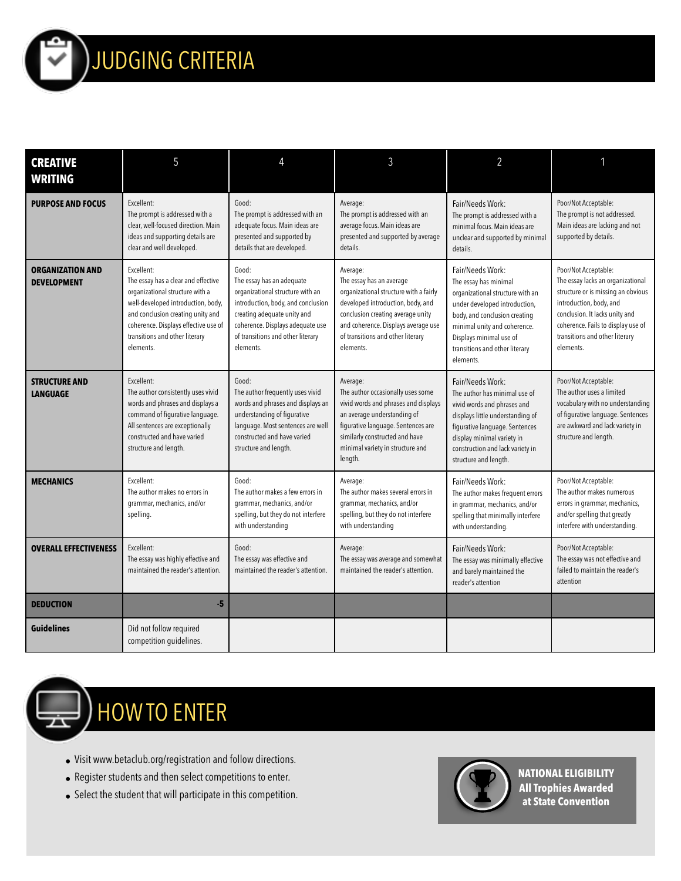# JUDGING CRITERIA

| CREATIVE WRITING | 5 | 4 | 3 | 2 | 1 |
|---|---|---|---|---|---|
| **PURPOSE AND FOCUS** | Excellent: The prompt is addressed with a clear, well-focused direction. Main ideas and supporting details are clear and well developed. | Good: The prompt is addressed with an adequate focus. Main ideas are presented and supported by details that are developed. | Average: The prompt is addressed with an average focus. Main ideas are presented and supported by average details. | Fair/Needs Work: The prompt is addressed with a minimal focus. Main ideas are unclear and supported by minimal details. | Poor/Not Acceptable: The prompt is not addressed. Main ideas are lacking and not supported by details. |
| **ORGANIZATION AND DEVELOPMENT** | Excellent: The essay has a clear and effective organizational structure with a well-developed introduction, body, and conclusion creating unity and coherence. Displays effective use of transitions and other literary elements. | Good: The essay has an adequate organizational structure with an introduction, body, and conclusion creating adequate unity and coherence. Displays adequate use of transitions and other literary elements. | Average: The essay has an average organizational structure with a fairly developed introduction, body, and conclusion creating average unity and coherence. Displays average use of transitions and other literary elements. | Fair/Needs Work: The essay has minimal organizational structure with an under developed introduction, body, and conclusion creating minimal unity and coherence. Displays minimal use of transitions and other literary elements. | Poor/Not Acceptable: The essay lacks an organizational structure or is missing an obvious introduction, body, and conclusion. It lacks unity and coherence. Fails to display use of transitions and other literary elements. |
| **STRUCTURE AND LANGUAGE** | Excellent: The author consistently uses vivid words and phrases and displays a command of figurative language. All sentences are exceptionally constructed and have varied structure and length. | Good: The author frequently uses vivid words and phrases and displays an understanding of figurative language. Most sentences are well constructed and have varied structure and length. | Average: The author occasionally uses some vivid words and phrases and displays an average understanding of figurative language. Sentences are similarly constructed and have minimal variety in structure and length. | Fair/Needs Work: The author has minimal use of vivid words and phrases and displays little understanding of figurative language. Sentences display minimal variety in construction and lack variety in structure and length. | Poor/Not Acceptable: The author uses a limited vocabulary with no understanding of figurative language. Sentences are awkward and lack variety in structure and length. |
| **MECHANICS** | Excellent: The author makes no errors in grammar, mechanics, and/or spelling. | Good: The author makes a few errors in grammar, mechanics, and/or spelling, but they do not interfere with understanding | Average: The author makes several errors in grammar, mechanics, and/or spelling, but they do not interfere with understanding | Fair/Needs Work: The author makes frequent errors in grammar, mechanics, and/or spelling that minimally interfere with understanding. | Poor/Not Acceptable: The author makes numerous errors in grammar, mechanics, and/or spelling that greatly interfere with understanding. |
| **OVERALL EFFECTIVENESS** | Excellent: The essay was highly effective and maintained the reader's attention. | Good: The essay was effective and maintained the reader's attention. | Average: The essay was average and somewhat maintained the reader's attention. | Fair/Needs Work: The essay was minimally effective and barely maintained the reader's attention | Poor/Not Acceptable: The essay was not effective and failed to maintain the reader's attention |
| **DEDUCTION** | -5 | | | | |
| **Guidelines** | Did not follow required competition guidelines. | | | | |

# HOW TO ENTER

- Visit www.betaclub.org/registration and follow directions.
- Register students and then select competitions to enter.
- Select the student that will participate in this competition.

**NATIONAL ELIGIBILITY**
**All Trophies Awarded at State Convention**